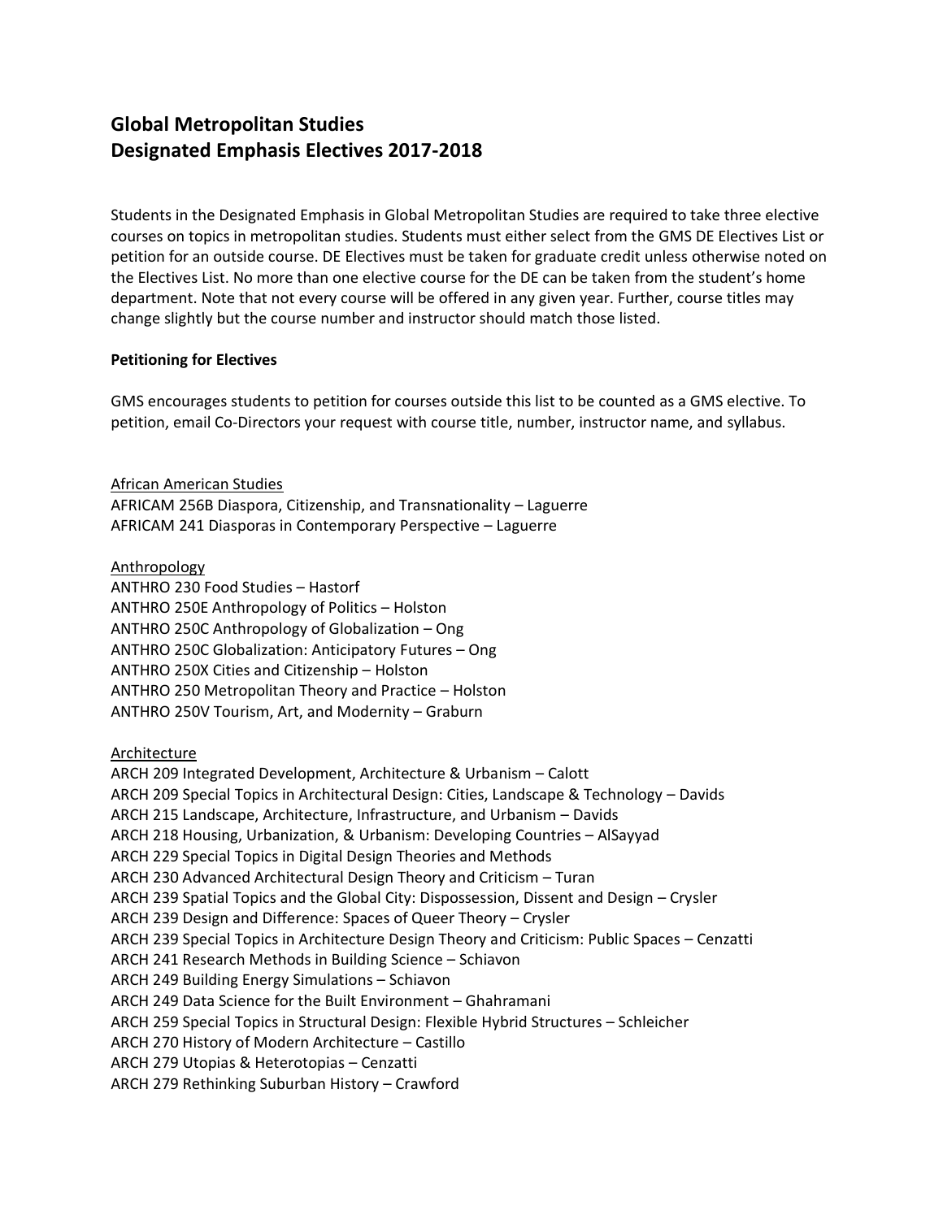# Global Metropolitan Studies
# Designated Emphasis Electives 2017-2018

Students in the Designated Emphasis in Global Metropolitan Studies are required to take three elective courses on topics in metropolitan studies. Students must either select from the GMS DE Electives List or petition for an outside course. DE Electives must be taken for graduate credit unless otherwise noted on the Electives List. No more than one elective course for the DE can be taken from the student's home department. Note that not every course will be offered in any given year. Further, course titles may change slightly but the course number and instructor should match those listed.

**Petitioning for Electives**

GMS encourages students to petition for courses outside this list to be counted as a GMS elective. To petition, email Co-Directors your request with course title, number, instructor name, and syllabus.

<u>African American Studies</u>
AFRICAM 256B Diaspora, Citizenship, and Transnationality – Laguerre
AFRICAM 241 Diasporas in Contemporary Perspective – Laguerre

<u>Anthropology</u>
ANTHRO 230 Food Studies – Hastorf
ANTHRO 250E Anthropology of Politics – Holston
ANTHRO 250C Anthropology of Globalization – Ong
ANTHRO 250C Globalization: Anticipatory Futures – Ong
ANTHRO 250X Cities and Citizenship – Holston
ANTHRO 250 Metropolitan Theory and Practice – Holston
ANTHRO 250V Tourism, Art, and Modernity – Graburn

<u>Architecture</u>
ARCH 209 Integrated Development, Architecture & Urbanism – Calott
ARCH 209 Special Topics in Architectural Design: Cities, Landscape & Technology – Davids
ARCH 215 Landscape, Architecture, Infrastructure, and Urbanism – Davids
ARCH 218 Housing, Urbanization, & Urbanism: Developing Countries – AlSayyad
ARCH 229 Special Topics in Digital Design Theories and Methods
ARCH 230 Advanced Architectural Design Theory and Criticism – Turan
ARCH 239 Spatial Topics and the Global City: Dispossession, Dissent and Design – Crysler
ARCH 239 Design and Difference: Spaces of Queer Theory – Crysler
ARCH 239 Special Topics in Architecture Design Theory and Criticism: Public Spaces – Cenzatti
ARCH 241 Research Methods in Building Science – Schiavon
ARCH 249 Building Energy Simulations – Schiavon
ARCH 249 Data Science for the Built Environment – Ghahramani
ARCH 259 Special Topics in Structural Design: Flexible Hybrid Structures – Schleicher
ARCH 270 History of Modern Architecture – Castillo
ARCH 279 Utopias & Heterotopias – Cenzatti
ARCH 279 Rethinking Suburban History – Crawford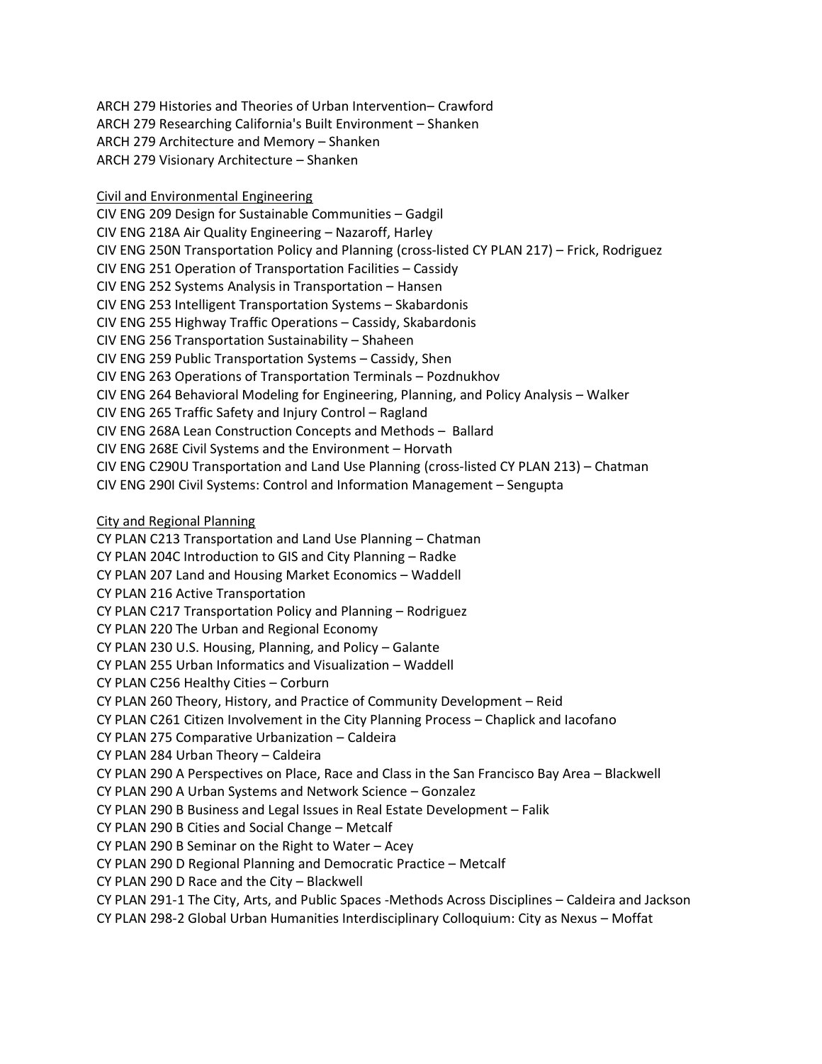ARCH 279 Histories and Theories of Urban Intervention– Crawford
ARCH 279 Researching California's Built Environment – Shanken
ARCH 279 Architecture and Memory – Shanken
ARCH 279 Visionary Architecture – Shanken

<u>Civil and Environmental Engineering</u>
CIV ENG 209 Design for Sustainable Communities – Gadgil
CIV ENG 218A Air Quality Engineering – Nazaroff, Harley
CIV ENG 250N Transportation Policy and Planning (cross-listed CY PLAN 217) – Frick, Rodriguez
CIV ENG 251 Operation of Transportation Facilities – Cassidy
CIV ENG 252 Systems Analysis in Transportation – Hansen
CIV ENG 253 Intelligent Transportation Systems – Skabardonis
CIV ENG 255 Highway Traffic Operations – Cassidy, Skabardonis
CIV ENG 256 Transportation Sustainability – Shaheen
CIV ENG 259 Public Transportation Systems – Cassidy, Shen
CIV ENG 263 Operations of Transportation Terminals – Pozdnukhov
CIV ENG 264 Behavioral Modeling for Engineering, Planning, and Policy Analysis – Walker
CIV ENG 265 Traffic Safety and Injury Control – Ragland
CIV ENG 268A Lean Construction Concepts and Methods – Ballard
CIV ENG 268E Civil Systems and the Environment – Horvath
CIV ENG C290U Transportation and Land Use Planning (cross-listed CY PLAN 213) – Chatman
CIV ENG 290I Civil Systems: Control and Information Management – Sengupta

<u>City and Regional Planning</u>
CY PLAN C213 Transportation and Land Use Planning – Chatman
CY PLAN 204C Introduction to GIS and City Planning – Radke
CY PLAN 207 Land and Housing Market Economics – Waddell
CY PLAN 216 Active Transportation
CY PLAN C217 Transportation Policy and Planning – Rodriguez
CY PLAN 220 The Urban and Regional Economy
CY PLAN 230 U.S. Housing, Planning, and Policy – Galante
CY PLAN 255 Urban Informatics and Visualization – Waddell
CY PLAN C256 Healthy Cities – Corburn
CY PLAN 260 Theory, History, and Practice of Community Development – Reid
CY PLAN C261 Citizen Involvement in the City Planning Process – Chaplick and Iacofano
CY PLAN 275 Comparative Urbanization – Caldeira
CY PLAN 284 Urban Theory – Caldeira
CY PLAN 290 A Perspectives on Place, Race and Class in the San Francisco Bay Area – Blackwell
CY PLAN 290 A Urban Systems and Network Science – Gonzalez
CY PLAN 290 B Business and Legal Issues in Real Estate Development – Falik
CY PLAN 290 B Cities and Social Change – Metcalf
CY PLAN 290 B Seminar on the Right to Water – Acey
CY PLAN 290 D Regional Planning and Democratic Practice – Metcalf
CY PLAN 290 D Race and the City – Blackwell
CY PLAN 291-1 The City, Arts, and Public Spaces -Methods Across Disciplines – Caldeira and Jackson
CY PLAN 298-2 Global Urban Humanities Interdisciplinary Colloquium: City as Nexus – Moffat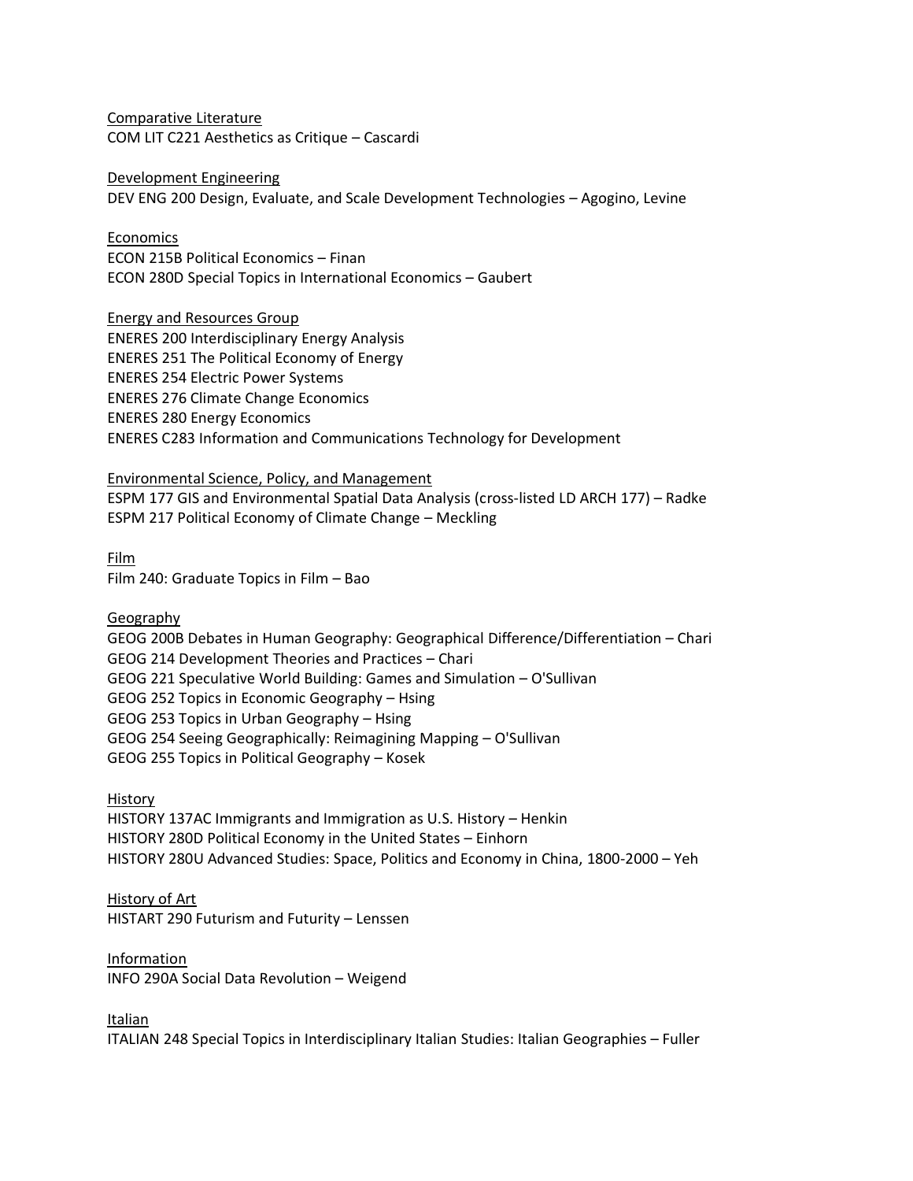Comparative Literature

COM LIT C221 Aesthetics as Critique – Cascardi

Development Engineering

DEV ENG 200 Design, Evaluate, and Scale Development Technologies – Agogino, Levine

Economics

ECON 215B Political Economics – Finan
ECON 280D Special Topics in International Economics – Gaubert

Energy and Resources Group

ENERES 200 Interdisciplinary Energy Analysis
ENERES 251 The Political Economy of Energy
ENERES 254 Electric Power Systems
ENERES 276 Climate Change Economics
ENERES 280 Energy Economics
ENERES C283 Information and Communications Technology for Development

Environmental Science, Policy, and Management

ESPM 177 GIS and Environmental Spatial Data Analysis (cross-listed LD ARCH 177) – Radke
ESPM 217 Political Economy of Climate Change – Meckling

Film

Film 240: Graduate Topics in Film – Bao

Geography

GEOG 200B Debates in Human Geography: Geographical Difference/Differentiation – Chari
GEOG 214 Development Theories and Practices – Chari
GEOG 221 Speculative World Building: Games and Simulation – O'Sullivan
GEOG 252 Topics in Economic Geography – Hsing
GEOG 253 Topics in Urban Geography – Hsing
GEOG 254 Seeing Geographically: Reimagining Mapping – O'Sullivan
GEOG 255 Topics in Political Geography – Kosek

History

HISTORY 137AC Immigrants and Immigration as U.S. History – Henkin
HISTORY 280D Political Economy in the United States – Einhorn
HISTORY 280U Advanced Studies: Space, Politics and Economy in China, 1800-2000 – Yeh

History of Art

HISTART 290 Futurism and Futurity – Lenssen

Information

INFO 290A Social Data Revolution – Weigend

Italian

ITALIAN 248 Special Topics in Interdisciplinary Italian Studies: Italian Geographies – Fuller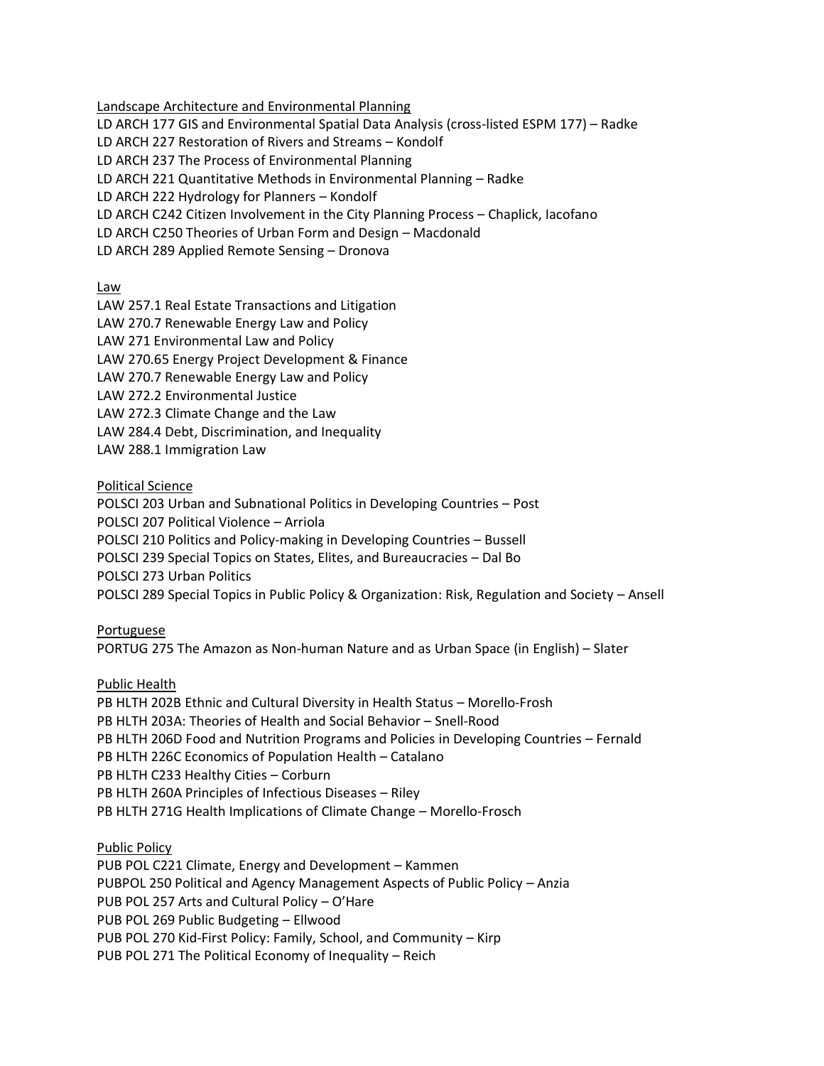Landscape Architecture and Environmental Planning

LD ARCH 177 GIS and Environmental Spatial Data Analysis (cross-listed ESPM 177) – Radke
LD ARCH 227 Restoration of Rivers and Streams – Kondolf
LD ARCH 237 The Process of Environmental Planning
LD ARCH 221 Quantitative Methods in Environmental Planning – Radke
LD ARCH 222 Hydrology for Planners – Kondolf
LD ARCH C242 Citizen Involvement in the City Planning Process – Chaplick, Iacofano
LD ARCH C250 Theories of Urban Form and Design – Macdonald
LD ARCH 289 Applied Remote Sensing – Dronova

Law

LAW 257.1 Real Estate Transactions and Litigation
LAW 270.7 Renewable Energy Law and Policy
LAW 271 Environmental Law and Policy
LAW 270.65 Energy Project Development & Finance
LAW 270.7 Renewable Energy Law and Policy
LAW 272.2 Environmental Justice
LAW 272.3 Climate Change and the Law
LAW 284.4 Debt, Discrimination, and Inequality
LAW 288.1 Immigration Law

Political Science

POLSCI 203 Urban and Subnational Politics in Developing Countries – Post
POLSCI 207 Political Violence – Arriola
POLSCI 210 Politics and Policy-making in Developing Countries – Bussell
POLSCI 239 Special Topics on States, Elites, and Bureaucracies – Dal Bo
POLSCI 273 Urban Politics
POLSCI 289 Special Topics in Public Policy & Organization: Risk, Regulation and Society – Ansell

Portuguese

PORTUG 275 The Amazon as Non-human Nature and as Urban Space (in English) – Slater

Public Health

PB HLTH 202B Ethnic and Cultural Diversity in Health Status – Morello-Frosh
PB HLTH 203A: Theories of Health and Social Behavior – Snell-Rood
PB HLTH 206D Food and Nutrition Programs and Policies in Developing Countries – Fernald
PB HLTH 226C Economics of Population Health – Catalano
PB HLTH C233 Healthy Cities – Corburn
PB HLTH 260A Principles of Infectious Diseases – Riley
PB HLTH 271G Health Implications of Climate Change – Morello-Frosch

Public Policy

PUB POL C221 Climate, Energy and Development – Kammen
PUBPOL 250 Political and Agency Management Aspects of Public Policy – Anzia
PUB POL 257 Arts and Cultural Policy – O'Hare
PUB POL 269 Public Budgeting – Ellwood
PUB POL 270 Kid-First Policy: Family, School, and Community – Kirp
PUB POL 271 The Political Economy of Inequality – Reich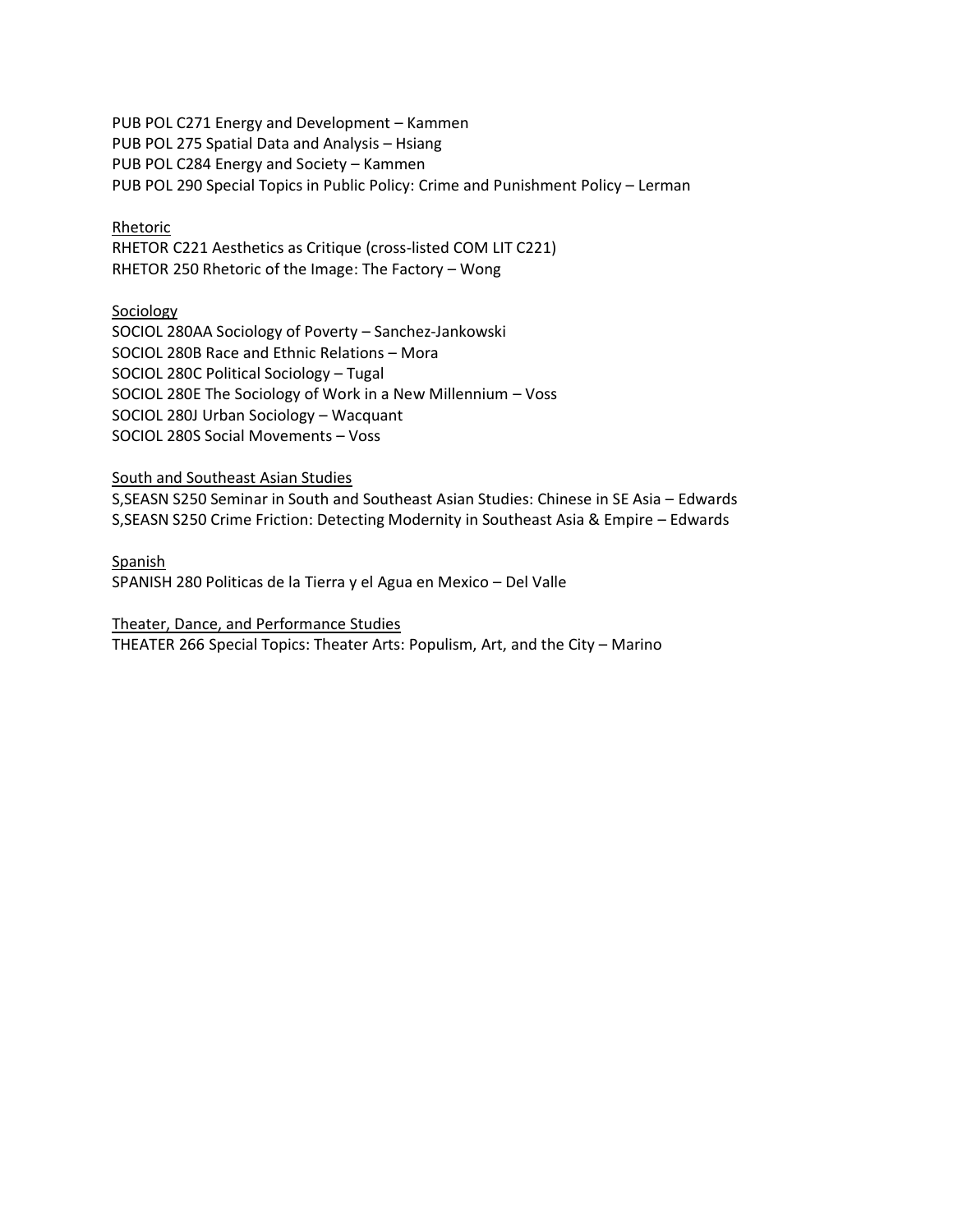PUB POL C271 Energy and Development – Kammen
PUB POL 275 Spatial Data and Analysis – Hsiang
PUB POL C284 Energy and Society – Kammen
PUB POL 290 Special Topics in Public Policy: Crime and Punishment Policy – Lerman

<u>Rhetoric</u>
RHETOR C221 Aesthetics as Critique (cross-listed COM LIT C221)
RHETOR 250 Rhetoric of the Image: The Factory – Wong

<u>Sociology</u>
SOCIOL 280AA Sociology of Poverty – Sanchez-Jankowski
SOCIOL 280B Race and Ethnic Relations – Mora
SOCIOL 280C Political Sociology – Tugal
SOCIOL 280E The Sociology of Work in a New Millennium – Voss
SOCIOL 280J Urban Sociology – Wacquant
SOCIOL 280S Social Movements – Voss

<u>South and Southeast Asian Studies</u>
S,SEASN S250 Seminar in South and Southeast Asian Studies: Chinese in SE Asia – Edwards
S,SEASN S250 Crime Friction: Detecting Modernity in Southeast Asia & Empire – Edwards

<u>Spanish</u>
SPANISH 280 Politicas de la Tierra y el Agua en Mexico – Del Valle

<u>Theater, Dance, and Performance Studies</u>
THEATER 266 Special Topics: Theater Arts: Populism, Art, and the City – Marino